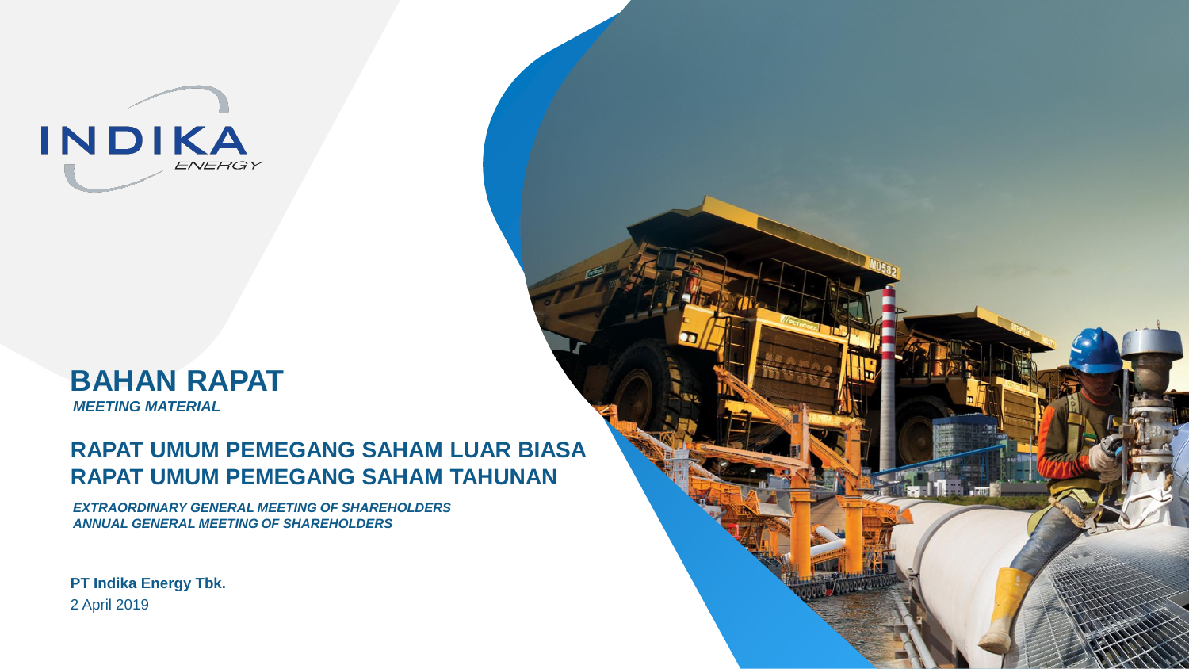INDIKA ENERGY

# BAHAN RAPAT

***MEETING MATERIAL***

## RAPAT UMUM PEMEGANG SAHAM LUAR BIASA
## RAPAT UMUM PEMEGANG SAHAM TAHUNAN

***EXTRAORDINARY GENERAL MEETING OF SHAREHOLDERS***
***ANNUAL GENERAL MEETING OF SHAREHOLDERS***

**PT Indika Energy Tbk.**
2 April 2019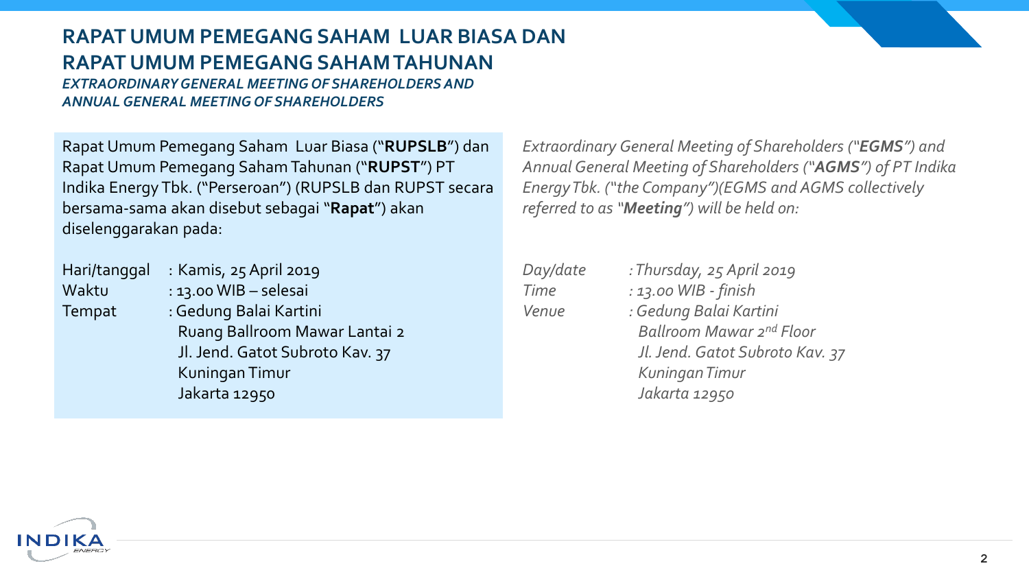# RAPAT UMUM PEMEGANG SAHAM LUAR BIASA DAN RAPAT UMUM PEMEGANG SAHAM TAHUNAN

***EXTRAORDINARY GENERAL MEETING OF SHAREHOLDERS AND ANNUAL GENERAL MEETING OF SHAREHOLDERS***

Rapat Umum Pemegang Saham Luar Biasa ("**RUPSLB**") dan Rapat Umum Pemegang Saham Tahunan ("**RUPST**") PT Indika Energy Tbk. ("Perseroan") (RUPSLB dan RUPST secara bersama-sama akan disebut sebagai "**Rapat**") akan diselenggarakan pada:

Hari/tanggal : Kamis, 25 April 2019
Waktu : 13.00 WIB – selesai
Tempat : Gedung Balai Kartini
Ruang Ballroom Mawar Lantai 2
Jl. Jend. Gatot Subroto Kav. 37
Kuningan Timur
Jakarta 12950

*Extraordinary General Meeting of Shareholders ("**EGMS**") and Annual General Meeting of Shareholders ("**AGMS**") of PT Indika Energy Tbk. ("the Company")(EGMS and AGMS collectively referred to as "**Meeting**") will be held on:*

*Day/date : Thursday, 25 April 2019*
*Time : 13.00 WIB - finish*
*Venue : Gedung Balai Kartini*
*Ballroom Mawar 2nd Floor*
*Jl. Jend. Gatot Subroto Kav. 37*
*Kuningan Timur*
*Jakarta 12950*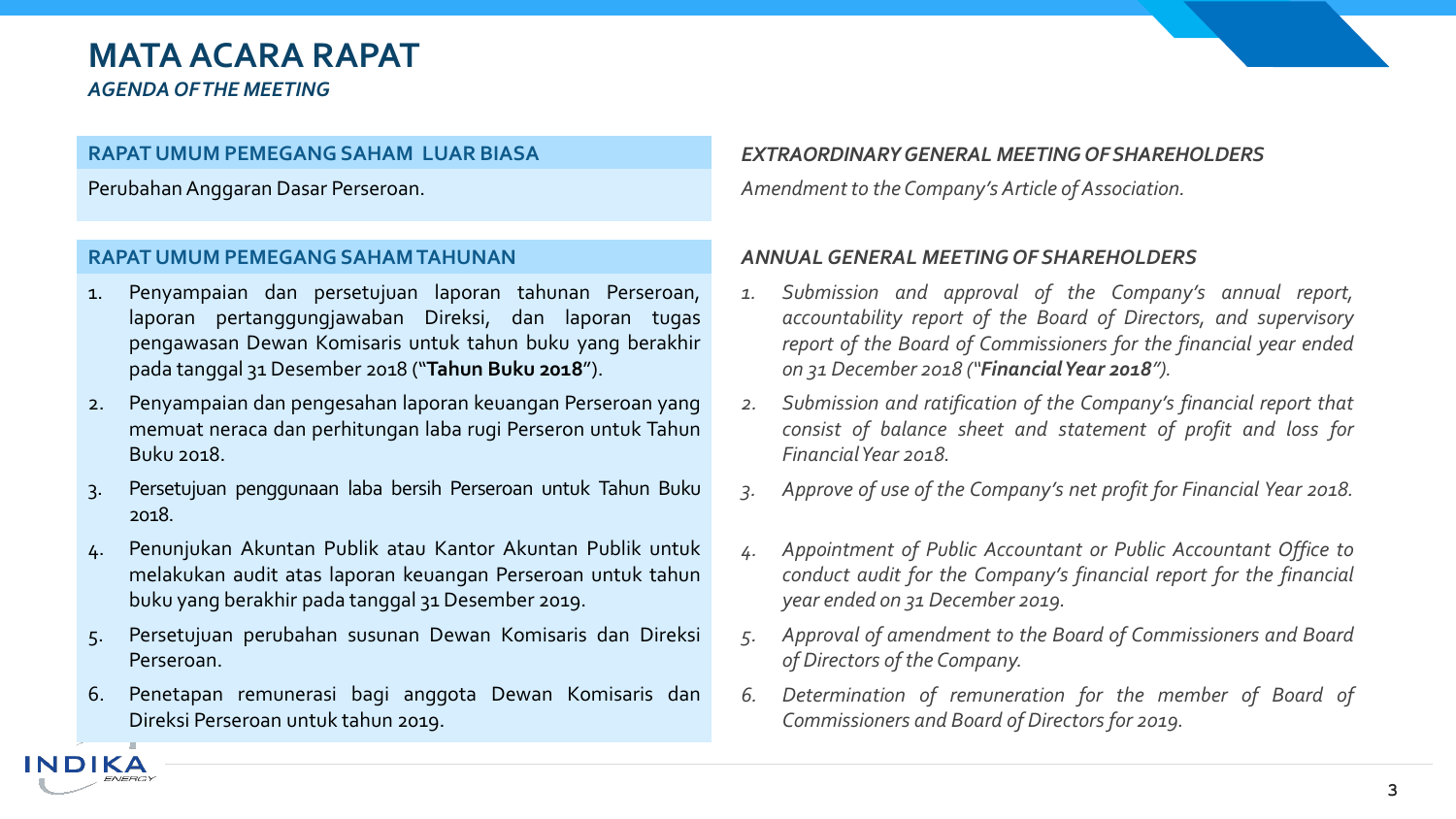# MATA ACARA RAPAT

*AGENDA OF THE MEETING*

## RAPAT UMUM PEMEGANG SAHAM LUAR BIASA

Perubahan Anggaran Dasar Perseroan.

## *EXTRAORDINARY GENERAL MEETING OF SHAREHOLDERS*

*Amendment to the Company's Article of Association.*

## RAPAT UMUM PEMEGANG SAHAM TAHUNAN

1. Penyampaian dan persetujuan laporan tahunan Perseroan, laporan pertanggungjawaban Direksi, dan laporan tugas pengawasan Dewan Komisaris untuk tahun buku yang berakhir pada tanggal 31 Desember 2018 ("**Tahun Buku 2018**").
2. Penyampaian dan pengesahan laporan keuangan Perseroan yang memuat neraca dan perhitungan laba rugi Perseron untuk Tahun Buku 2018.
3. Persetujuan penggunaan laba bersih Perseroan untuk Tahun Buku 2018.
4. Penunjukan Akuntan Publik atau Kantor Akuntan Publik untuk melakukan audit atas laporan keuangan Perseroan untuk tahun buku yang berakhir pada tanggal 31 Desember 2019.
5. Persetujuan perubahan susunan Dewan Komisaris dan Direksi Perseroan.
6. Penetapan remunerasi bagi anggota Dewan Komisaris dan Direksi Perseroan untuk tahun 2019.

## *ANNUAL GENERAL MEETING OF SHAREHOLDERS*

1. *Submission and approval of the Company's annual report, accountability report of the Board of Directors, and supervisory report of the Board of Commissioners for the financial year ended on 31 December 2018 ("**Financial Year 2018**").*
2. *Submission and ratification of the Company's financial report that consist of balance sheet and statement of profit and loss for Financial Year 2018.*
3. *Approve of use of the Company's net profit for Financial Year 2018.*
4. *Appointment of Public Accountant or Public Accountant Office to conduct audit for the Company's financial report for the financial year ended on 31 December 2019.*
5. *Approval of amendment to the Board of Commissioners and Board of Directors of the Company.*
6. *Determination of remuneration for the member of Board of Commissioners and Board of Directors for 2019.*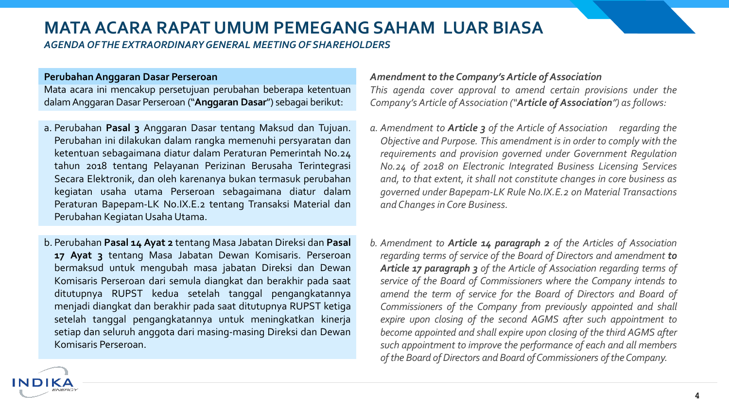# MATA ACARA RAPAT UMUM PEMEGANG SAHAM LUAR BIASA

*AGENDA OF THE EXTRAORDINARY GENERAL MEETING OF SHAREHOLDERS*

**Perubahan Anggaran Dasar Perseroan**

Mata acara ini mencakup persetujuan perubahan beberapa ketentuan dalam Anggaran Dasar Perseroan ("**Anggaran Dasar**") sebagai berikut:

a. Perubahan **Pasal 3** Anggaran Dasar tentang Maksud dan Tujuan. Perubahan ini dilakukan dalam rangka memenuhi persyaratan dan ketentuan sebagaimana diatur dalam Peraturan Pemerintah No.24 tahun 2018 tentang Pelayanan Perizinan Berusaha Terintegrasi Secara Elektronik, dan oleh karenanya bukan termasuk perubahan kegiatan usaha utama Perseroan sebagaimana diatur dalam Peraturan Bapepam-LK No.IX.E.2 tentang Transaksi Material dan Perubahan Kegiatan Usaha Utama.

b. Perubahan **Pasal 14 Ayat 2** tentang Masa Jabatan Direksi dan **Pasal 17 Ayat 3** tentang Masa Jabatan Dewan Komisaris. Perseroan bermaksud untuk mengubah masa jabatan Direksi dan Dewan Komisaris Perseroan dari semula diangkat dan berakhir pada saat ditutupnya RUPST kedua setelah tanggal pengangkatannya menjadi diangkat dan berakhir pada saat ditutupnya RUPST ketiga setelah tanggal pengangkatannya untuk meningkatkan kinerja setiap dan seluruh anggota dari masing-masing Direksi dan Dewan Komisaris Perseroan.

***Amendment to the Company's Article of Association***

*This agenda cover approval to amend certain provisions under the Company's Article of Association ("**Article of Association**") as follows:*

*a. Amendment to **Article 3** of the Article of Association regarding the Objective and Purpose. This amendment is in order to comply with the requirements and provision governed under Government Regulation No.24 of 2018 on Electronic Integrated Business Licensing Services and, to that extent, it shall not constitute changes in core business as governed under Bapepam-LK Rule No.IX.E.2 on Material Transactions and Changes in Core Business.*

*b. Amendment to **Article 14 paragraph 2** of the Articles of Association regarding terms of service of the Board of Directors and amendment **to Article 17 paragraph 3** of the Article of Association regarding terms of service of the Board of Commissioners where the Company intends to amend the term of service for the Board of Directors and Board of Commissioners of the Company from previously appointed and shall expire upon closing of the second AGMS after such appointment to become appointed and shall expire upon closing of the third AGMS after such appointment to improve the performance of each and all members of the Board of Directors and Board of Commissioners of the Company.*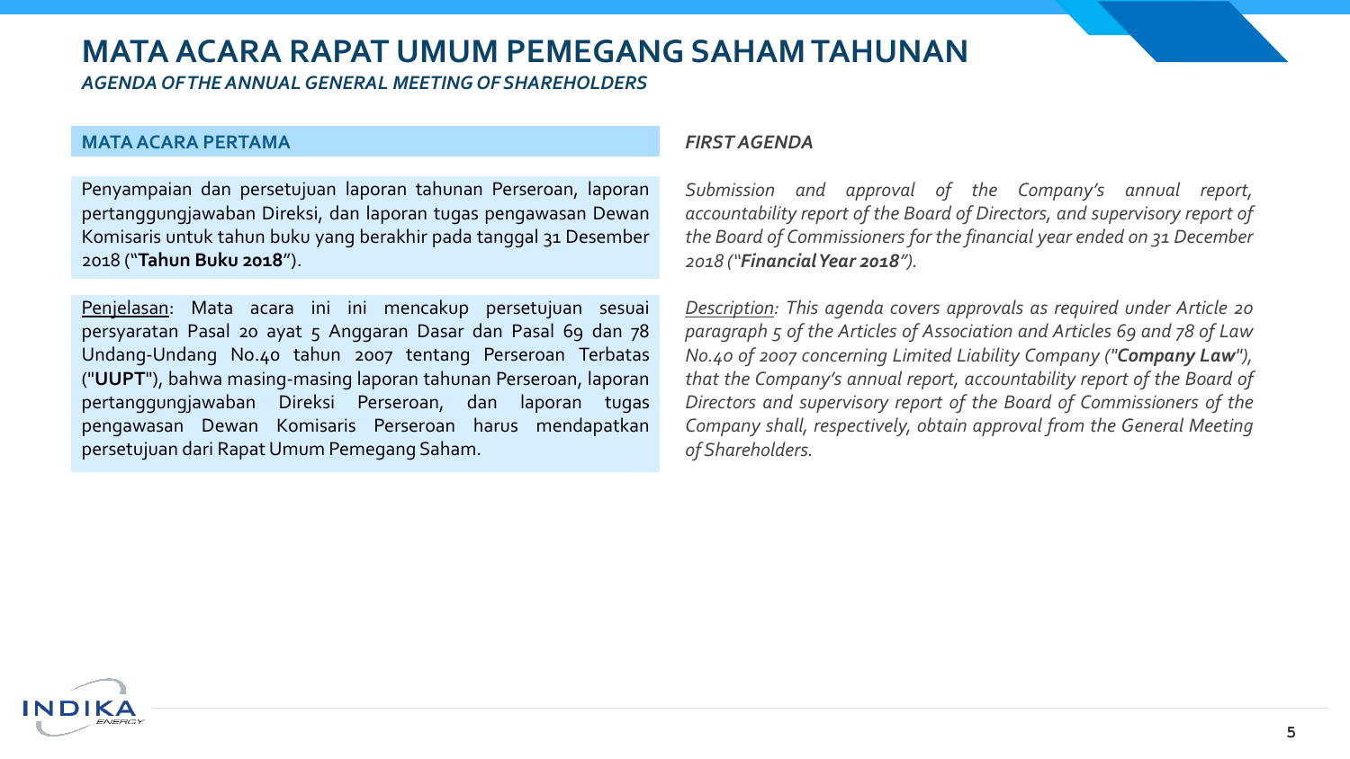# MATA ACARA RAPAT UMUM PEMEGANG SAHAM TAHUNAN

*AGENDA OF THE ANNUAL GENERAL MEETING OF SHAREHOLDERS*

## MATA ACARA PERTAMA

Penyampaian dan persetujuan laporan tahunan Perseroan, laporan pertanggungjawaban Direksi, dan laporan tugas pengawasan Dewan Komisaris untuk tahun buku yang berakhir pada tanggal 31 Desember 2018 ("**Tahun Buku 2018**").

Penjelasan: Mata acara ini ini mencakup persetujuan sesuai persyaratan Pasal 20 ayat 5 Anggaran Dasar dan Pasal 69 dan 78 Undang-Undang No.40 tahun 2007 tentang Perseroan Terbatas ("**UUPT**"), bahwa masing-masing laporan tahunan Perseroan, laporan pertanggungjawaban Direksi Perseroan, dan laporan tugas pengawasan Dewan Komisaris Perseroan harus mendapatkan persetujuan dari Rapat Umum Pemegang Saham.

## *FIRST AGENDA*

*Submission and approval of the Company's annual report, accountability report of the Board of Directors, and supervisory report of the Board of Commissioners for the financial year ended on 31 December 2018 ("**Financial Year 2018**").*

*Description: This agenda covers approvals as required under Article 20 paragraph 5 of the Articles of Association and Articles 69 and 78 of Law No.40 of 2007 concerning Limited Liability Company ("**Company Law**"), that the Company's annual report, accountability report of the Board of Directors and supervisory report of the Board of Commissioners of the Company shall, respectively, obtain approval from the General Meeting of Shareholders.*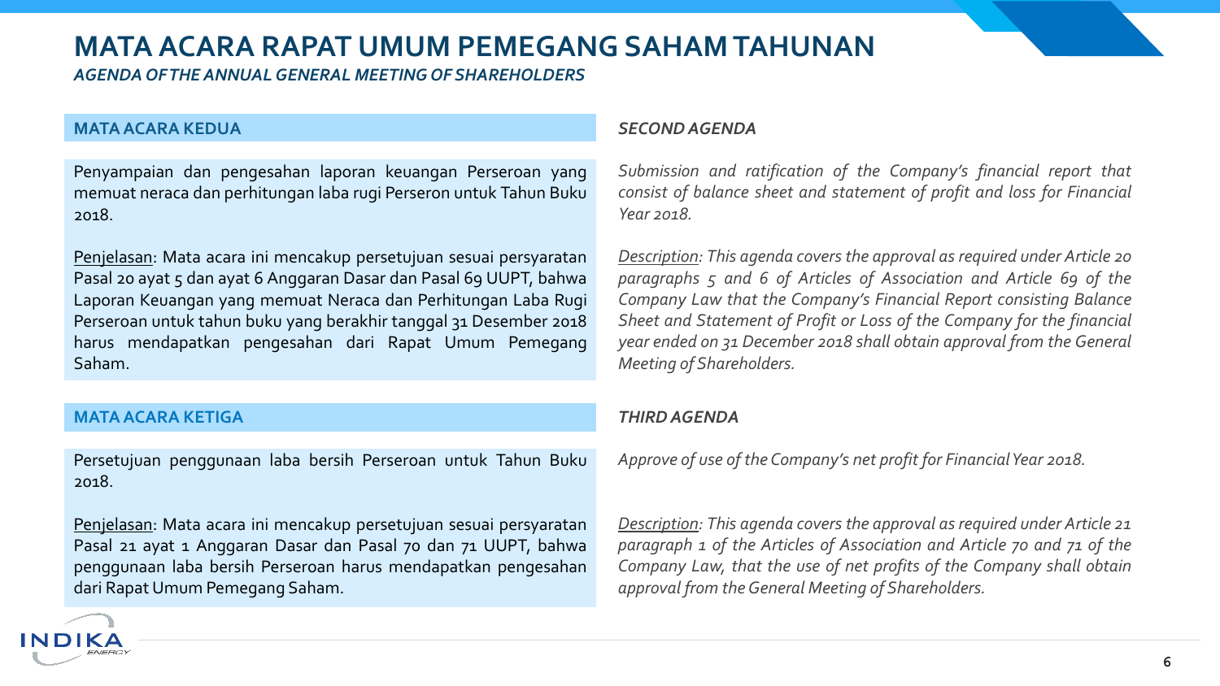# MATA ACARA RAPAT UMUM PEMEGANG SAHAM TAHUNAN

*AGENDA OF THE ANNUAL GENERAL MEETING OF SHAREHOLDERS*

## MATA ACARA KEDUA

Penyampaian dan pengesahan laporan keuangan Perseroan yang memuat neraca dan perhitungan laba rugi Perseron untuk Tahun Buku 2018.

Penjelasan: Mata acara ini mencakup persetujuan sesuai persyaratan Pasal 20 ayat 5 dan ayat 6 Anggaran Dasar dan Pasal 69 UUPT, bahwa Laporan Keuangan yang memuat Neraca dan Perhitungan Laba Rugi Perseroan untuk tahun buku yang berakhir tanggal 31 Desember 2018 harus mendapatkan pengesahan dari Rapat Umum Pemegang Saham.

## *SECOND AGENDA*

*Submission and ratification of the Company's financial report that consist of balance sheet and statement of profit and loss for Financial Year 2018.*

*Description: This agenda covers the approval as required under Article 20 paragraphs 5 and 6 of Articles of Association and Article 69 of the Company Law that the Company's Financial Report consisting Balance Sheet and Statement of Profit or Loss of the Company for the financial year ended on 31 December 2018 shall obtain approval from the General Meeting of Shareholders.*

## MATA ACARA KETIGA

Persetujuan penggunaan laba bersih Perseroan untuk Tahun Buku 2018.

Penjelasan: Mata acara ini mencakup persetujuan sesuai persyaratan Pasal 21 ayat 1 Anggaran Dasar dan Pasal 70 dan 71 UUPT, bahwa penggunaan laba bersih Perseroan harus mendapatkan pengesahan dari Rapat Umum Pemegang Saham.

## *THIRD AGENDA*

*Approve of use of the Company's net profit for Financial Year 2018.*

*Description: This agenda covers the approval as required under Article 21 paragraph 1 of the Articles of Association and Article 70 and 71 of the Company Law, that the use of net profits of the Company shall obtain approval from the General Meeting of Shareholders.*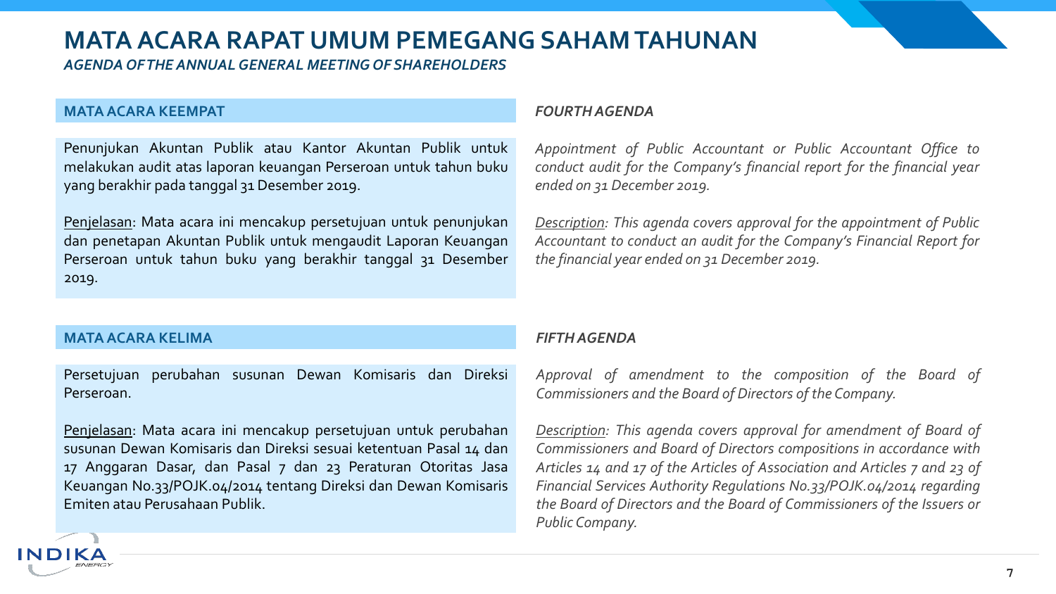# MATA ACARA RAPAT UMUM PEMEGANG SAHAM TAHUNAN

*AGENDA OF THE ANNUAL GENERAL MEETING OF SHAREHOLDERS*

## MATA ACARA KEEMPAT

Penunjukan Akuntan Publik atau Kantor Akuntan Publik untuk melakukan audit atas laporan keuangan Perseroan untuk tahun buku yang berakhir pada tanggal 31 Desember 2019.

Penjelasan: Mata acara ini mencakup persetujuan untuk penunjukan dan penetapan Akuntan Publik untuk mengaudit Laporan Keuangan Perseroan untuk tahun buku yang berakhir tanggal 31 Desember 2019.

## *FOURTH AGENDA*

*Appointment of Public Accountant or Public Accountant Office to conduct audit for the Company's financial report for the financial year ended on 31 December 2019.*

*Description: This agenda covers approval for the appointment of Public Accountant to conduct an audit for the Company's Financial Report for the financial year ended on 31 December 2019.*

## MATA ACARA KELIMA

Persetujuan perubahan susunan Dewan Komisaris dan Direksi Perseroan.

Penjelasan: Mata acara ini mencakup persetujuan untuk perubahan susunan Dewan Komisaris dan Direksi sesuai ketentuan Pasal 14 dan 17 Anggaran Dasar, dan Pasal 7 dan 23 Peraturan Otoritas Jasa Keuangan No.33/POJK.04/2014 tentang Direksi dan Dewan Komisaris Emiten atau Perusahaan Publik.

## *FIFTH AGENDA*

*Approval of amendment to the composition of the Board of Commissioners and the Board of Directors of the Company.*

*Description: This agenda covers approval for amendment of Board of Commissioners and Board of Directors compositions in accordance with Articles 14 and 17 of the Articles of Association and Articles 7 and 23 of Financial Services Authority Regulations No.33/POJK.04/2014 regarding the Board of Directors and the Board of Commissioners of the Issuers or Public Company.*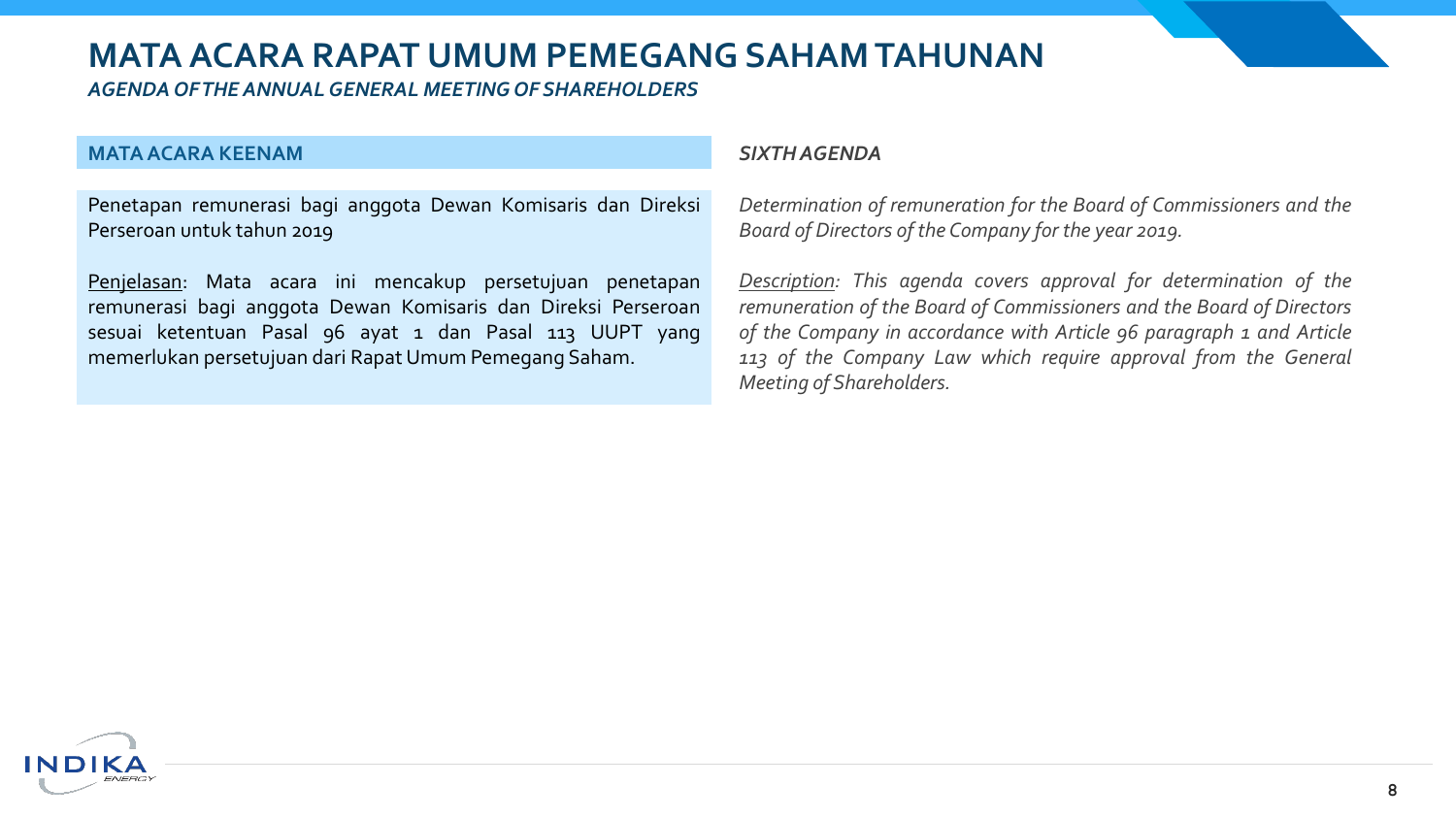# MATA ACARA RAPAT UMUM PEMEGANG SAHAM TAHUNAN

*AGENDA OF THE ANNUAL GENERAL MEETING OF SHAREHOLDERS*

## MATA ACARA KEENAM

Penetapan remunerasi bagi anggota Dewan Komisaris dan Direksi Perseroan untuk tahun 2019

Penjelasan: Mata acara ini mencakup persetujuan penetapan remunerasi bagi anggota Dewan Komisaris dan Direksi Perseroan sesuai ketentuan Pasal 96 ayat 1 dan Pasal 113 UUPT yang memerlukan persetujuan dari Rapat Umum Pemegang Saham.

## *SIXTH AGENDA*

*Determination of remuneration for the Board of Commissioners and the Board of Directors of the Company for the year 2019.*

*Description: This agenda covers approval for determination of the remuneration of the Board of Commissioners and the Board of Directors of the Company in accordance with Article 96 paragraph 1 and Article 113 of the Company Law which require approval from the General Meeting of Shareholders.*